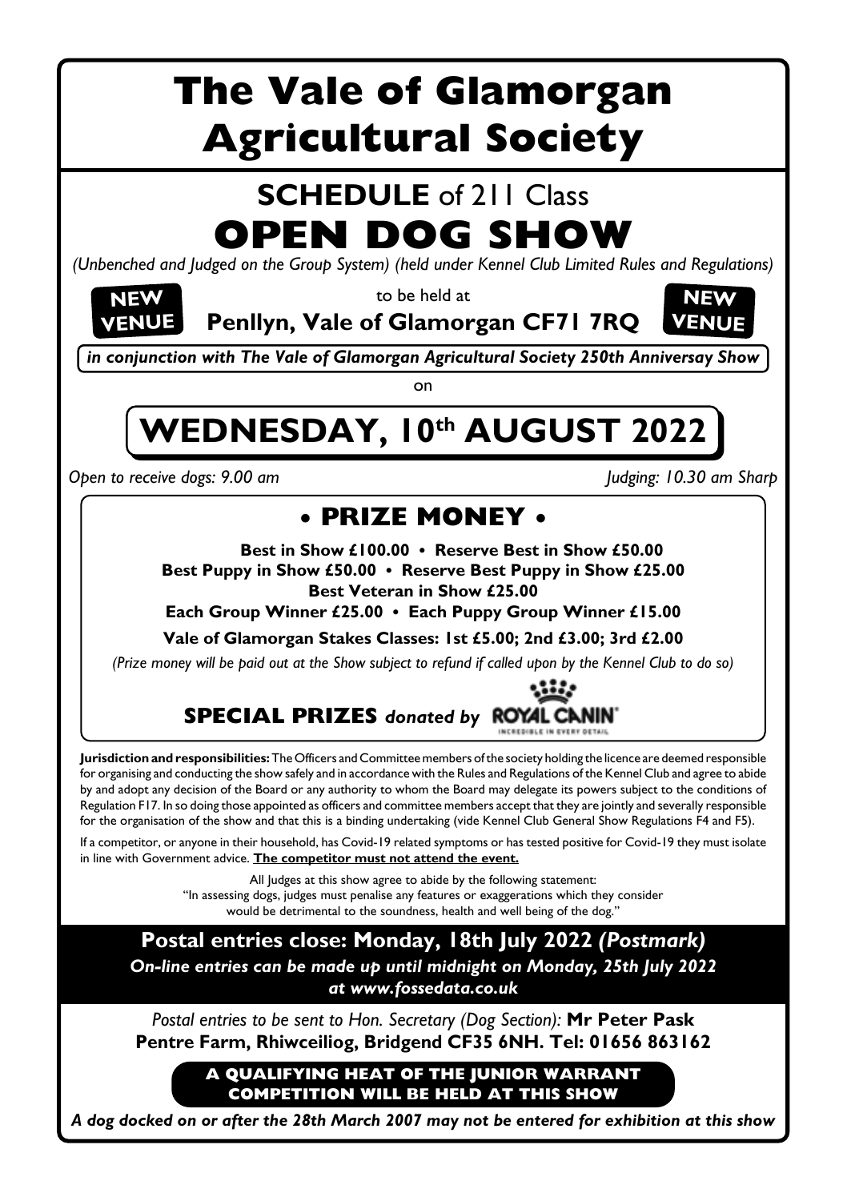# The Vale of Glamorgan Agricultural Society

## SCHEDULE of 211 Class

# OPEN DOG SHOW

*(Unbenched and Judged on the Group System) (held under Kennel Club Limited Rules and Regulations)*

**NEW VENUE**

to be held at

**Penllyn, Vale of Glamorgan CF71 7RQ**

**NEW VENUE**

***in conjunction with The Vale of Glamorgan Agricultural Society 250th Anniversay Show***

on

## WEDNESDAY, 10th AUGUST 2022

*Open to receive dogs: 9.00 am*

*Judging: 10.30 am Sharp*

## • PRIZE MONEY •

**Best in Show £100.00 • Reserve Best in Show £50.00**
**Best Puppy in Show £50.00 • Reserve Best Puppy in Show £25.00**
**Best Veteran in Show £25.00**
**Each Group Winner £25.00 • Each Puppy Group Winner £15.00**

**Vale of Glamorgan Stakes Classes: 1st £5.00; 2nd £3.00; 3rd £2.00**

*(Prize money will be paid out at the Show subject to refund if called upon by the Kennel Club to do so)*

**SPECIAL PRIZES** ***donated by*** ROYAL CANIN

**Jurisdiction and responsibilities:** The Officers and Committee members of the society holding the licence are deemed responsible for organising and conducting the show safely and in accordance with the Rules and Regulations of the Kennel Club and agree to abide by and adopt any decision of the Board or any authority to whom the Board may delegate its powers subject to the conditions of Regulation F17. In so doing those appointed as officers and committee members accept that they are jointly and severally responsible for the organisation of the show and that this is a binding undertaking (vide Kennel Club General Show Regulations F4 and F5).

If a competitor, or anyone in their household, has Covid-19 related symptoms or has tested positive for Covid-19 they must isolate in line with Government advice. **The competitor must not attend the event.**

All Judges at this show agree to abide by the following statement:
"In assessing dogs, judges must penalise any features or exaggerations which they consider would be detrimental to the soundness, health and well being of the dog."

**Postal entries close: Monday, 18th July 2022** ***(Postmark)***

***On-line entries can be made up until midnight on Monday, 25th July 2022 at www.fossedata.co.uk***

*Postal entries to be sent to Hon. Secretary (Dog Section):* **Mr Peter Pask**
**Pentre Farm, Rhiwceiliog, Bridgend CF35 6NH. Tel: 01656 863162**

**A QUALIFYING HEAT OF THE JUNIOR WARRANT COMPETITION WILL BE HELD AT THIS SHOW**

***A dog docked on or after the 28th March 2007 may not be entered for exhibition at this show***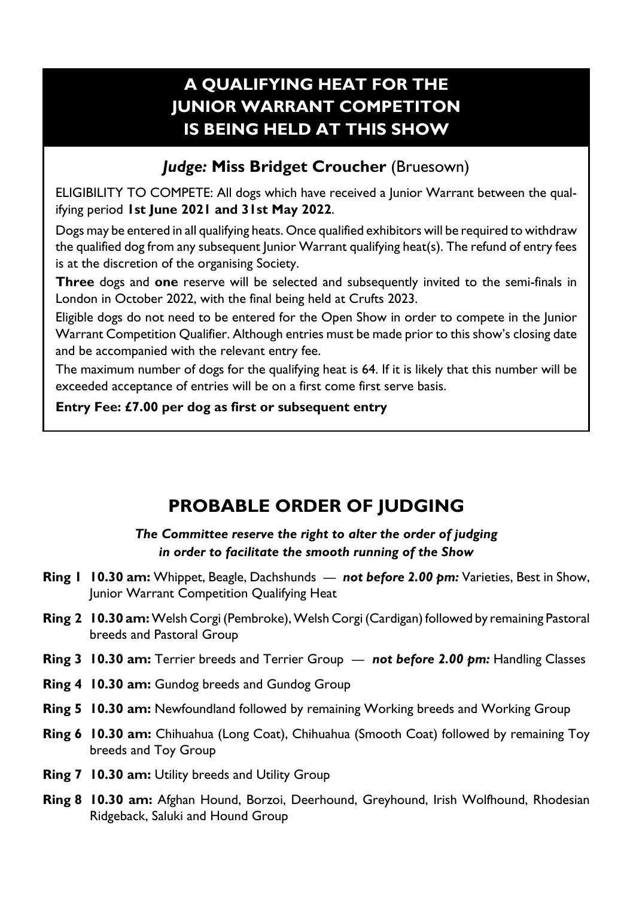## A QUALIFYING HEAT FOR THE JUNIOR WARRANT COMPETITON IS BEING HELD AT THIS SHOW

### *Judge:* Miss Bridget Croucher (Bruesown)

ELIGIBILITY TO COMPETE: All dogs which have received a Junior Warrant between the qualifying period **1st June 2021 and 31st May 2022**.

Dogs may be entered in all qualifying heats. Once qualified exhibitors will be required to withdraw the qualified dog from any subsequent Junior Warrant qualifying heat(s). The refund of entry fees is at the discretion of the organising Society.

**Three** dogs and **one** reserve will be selected and subsequently invited to the semi-finals in London in October 2022, with the final being held at Crufts 2023.

Eligible dogs do not need to be entered for the Open Show in order to compete in the Junior Warrant Competition Qualifier. Although entries must be made prior to this show's closing date and be accompanied with the relevant entry fee.

The maximum number of dogs for the qualifying heat is 64. If it is likely that this number will be exceeded acceptance of entries will be on a first come first serve basis.

**Entry Fee: £7.00 per dog as first or subsequent entry**

## PROBABLE ORDER OF JUDGING

***The Committee reserve the right to alter the order of judging in order to facilitate the smooth running of the Show***

**Ring 1 10.30 am:** Whippet, Beagle, Dachshunds — ***not before 2.00 pm:*** Varieties, Best in Show, Junior Warrant Competition Qualifying Heat

**Ring 2 10.30 am:** Welsh Corgi (Pembroke), Welsh Corgi (Cardigan) followed by remaining Pastoral breeds and Pastoral Group

**Ring 3 10.30 am:** Terrier breeds and Terrier Group — ***not before 2.00 pm:*** Handling Classes

**Ring 4 10.30 am:** Gundog breeds and Gundog Group

**Ring 5 10.30 am:** Newfoundland followed by remaining Working breeds and Working Group

**Ring 6 10.30 am:** Chihuahua (Long Coat), Chihuahua (Smooth Coat) followed by remaining Toy breeds and Toy Group

**Ring 7 10.30 am:** Utility breeds and Utility Group

**Ring 8 10.30 am:** Afghan Hound, Borzoi, Deerhound, Greyhound, Irish Wolfhound, Rhodesian Ridgeback, Saluki and Hound Group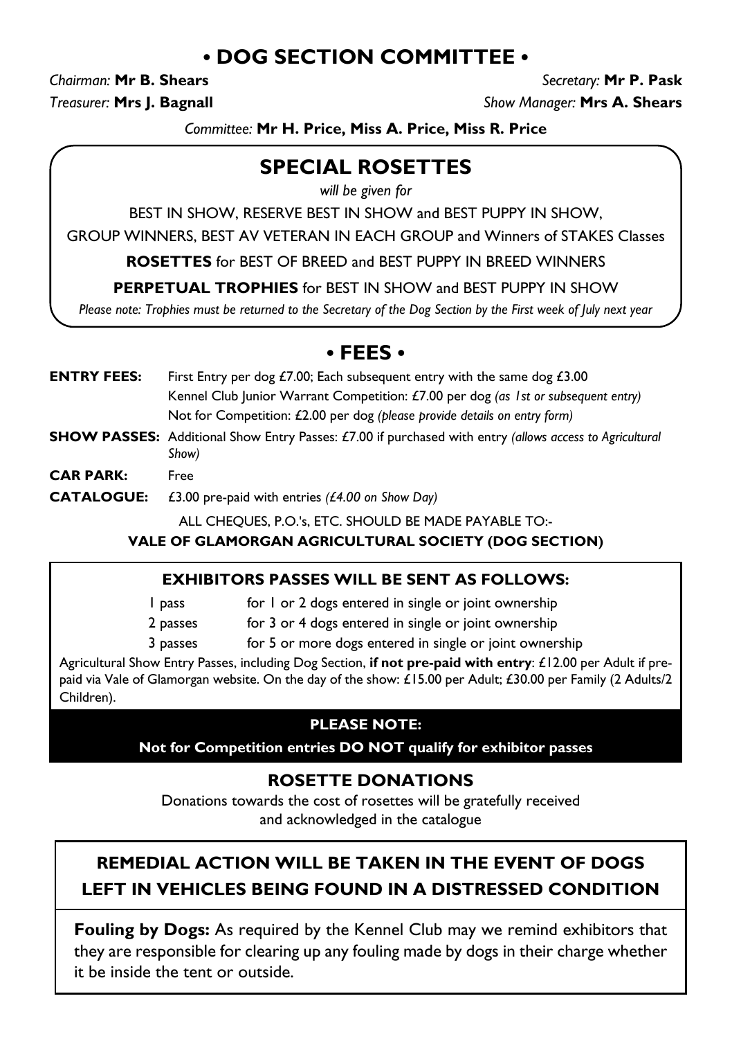# • DOG SECTION COMMITTEE •

*Chairman:* **Mr B. Shears**

*Secretary:* **Mr P. Pask**

*Treasurer:* **Mrs J. Bagnall**

*Show Manager:* **Mrs A. Shears**

*Committee:* **Mr H. Price, Miss A. Price, Miss R. Price**

## SPECIAL ROSETTES

*will be given for*

BEST IN SHOW, RESERVE BEST IN SHOW and BEST PUPPY IN SHOW,

GROUP WINNERS, BEST AV VETERAN IN EACH GROUP and Winners of STAKES Classes

**ROSETTES** for BEST OF BREED and BEST PUPPY IN BREED WINNERS

**PERPETUAL TROPHIES** for BEST IN SHOW and BEST PUPPY IN SHOW

*Please note: Trophies must be returned to the Secretary of the Dog Section by the First week of July next year*

## • FEES •

**ENTRY FEES:** First Entry per dog £7.00; Each subsequent entry with the same dog £3.00
Kennel Club Junior Warrant Competition: £7.00 per dog *(as 1st or subsequent entry)*
Not for Competition: £2.00 per dog *(please provide details on entry form)*

**SHOW PASSES:** Additional Show Entry Passes: £7.00 if purchased with entry *(allows access to Agricultural Show)*

**CAR PARK:** Free

**CATALOGUE:** £3.00 pre-paid with entries *(£4.00 on Show Day)*

ALL CHEQUES, P.O.'s, ETC. SHOULD BE MADE PAYABLE TO:-

**VALE OF GLAMORGAN AGRICULTURAL SOCIETY (DOG SECTION)**

### EXHIBITORS PASSES WILL BE SENT AS FOLLOWS:

| | |
|---|---|
| 1 pass | for 1 or 2 dogs entered in single or joint ownership |
| 2 passes | for 3 or 4 dogs entered in single or joint ownership |
| 3 passes | for 5 or more dogs entered in single or joint ownership |

Agricultural Show Entry Passes, including Dog Section, **if not pre-paid with entry**: £12.00 per Adult if pre-paid via Vale of Glamorgan website. On the day of the show: £15.00 per Adult; £30.00 per Family (2 Adults/2 Children).

**PLEASE NOTE:**

**Not for Competition entries DO NOT qualify for exhibitor passes**

### ROSETTE DONATIONS

Donations towards the cost of rosettes will be gratefully received and acknowledged in the catalogue

### REMEDIAL ACTION WILL BE TAKEN IN THE EVENT OF DOGS LEFT IN VEHICLES BEING FOUND IN A DISTRESSED CONDITION

**Fouling by Dogs:** As required by the Kennel Club may we remind exhibitors that they are responsible for clearing up any fouling made by dogs in their charge whether it be inside the tent or outside.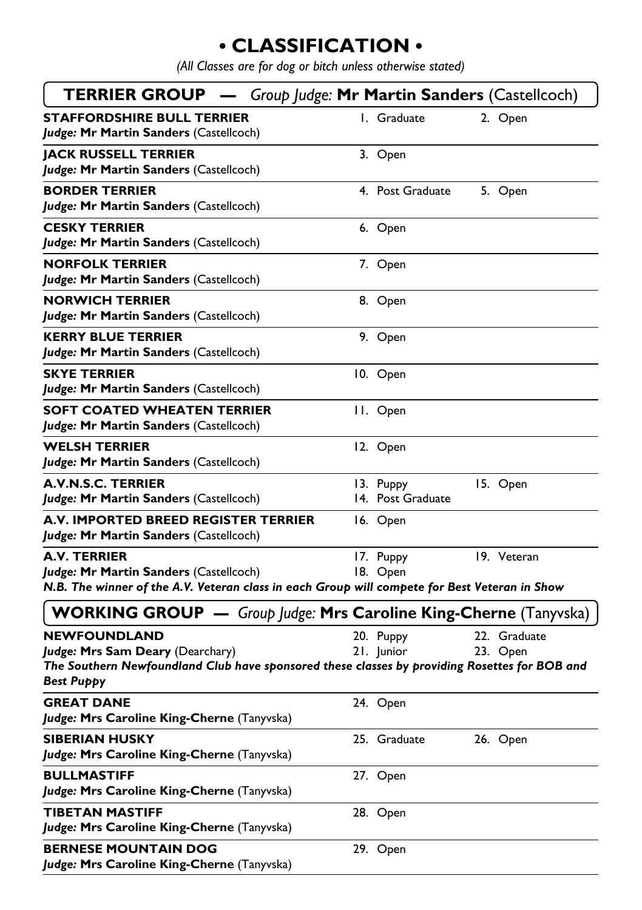# • CLASSIFICATION •

*(All Classes are for dog or bitch unless otherwise stated)*

## TERRIER GROUP — *Group Judge:* Mr Martin Sanders (Castellcoch)

**STAFFORDSHIRE BULL TERRIER**
***Judge:* Mr Martin Sanders** (Castellcoch)
1. Graduate
2. Open

**JACK RUSSELL TERRIER**
***Judge:* Mr Martin Sanders** (Castellcoch)
3. Open

**BORDER TERRIER**
***Judge:* Mr Martin Sanders** (Castellcoch)
4. Post Graduate
5. Open

**CESKY TERRIER**
***Judge:* Mr Martin Sanders** (Castellcoch)
6. Open

**NORFOLK TERRIER**
***Judge:* Mr Martin Sanders** (Castellcoch)
7. Open

**NORWICH TERRIER**
***Judge:* Mr Martin Sanders** (Castellcoch)
8. Open

**KERRY BLUE TERRIER**
***Judge:* Mr Martin Sanders** (Castellcoch)
9. Open

**SKYE TERRIER**
***Judge:* Mr Martin Sanders** (Castellcoch)
10. Open

**SOFT COATED WHEATEN TERRIER**
***Judge:* Mr Martin Sanders** (Castellcoch)
11. Open

**WELSH TERRIER**
***Judge:* Mr Martin Sanders** (Castellcoch)
12. Open

**A.V.N.S.C. TERRIER**
***Judge:* Mr Martin Sanders** (Castellcoch)
13. Puppy
14. Post Graduate
15. Open

**A.V. IMPORTED BREED REGISTER TERRIER**
***Judge:* Mr Martin Sanders** (Castellcoch)
16. Open

**A.V. TERRIER**
***Judge:* Mr Martin Sanders** (Castellcoch)
17. Puppy
18. Open
19. Veteran

***N.B. The winner of the A.V. Veteran class in each Group will compete for Best Veteran in Show***

## WORKING GROUP — *Group Judge:* Mrs Caroline King-Cherne (Tanyvska)

**NEWFOUNDLAND**
***Judge:* Mrs Sam Deary** (Dearchary)
20. Puppy
21. Junior
22. Graduate
23. Open

***The Southern Newfoundland Club have sponsored these classes by providing Rosettes for BOB and Best Puppy***

**GREAT DANE**
***Judge:* Mrs Caroline King-Cherne** (Tanyvska)
24. Open

**SIBERIAN HUSKY**
***Judge:* Mrs Caroline King-Cherne** (Tanyvska)
25. Graduate
26. Open

**BULLMASTIFF**
***Judge:* Mrs Caroline King-Cherne** (Tanyvska)
27. Open

**TIBETAN MASTIFF**
***Judge:* Mrs Caroline King-Cherne** (Tanyvska)
28. Open

**BERNESE MOUNTAIN DOG**
***Judge:* Mrs Caroline King-Cherne** (Tanyvska)
29. Open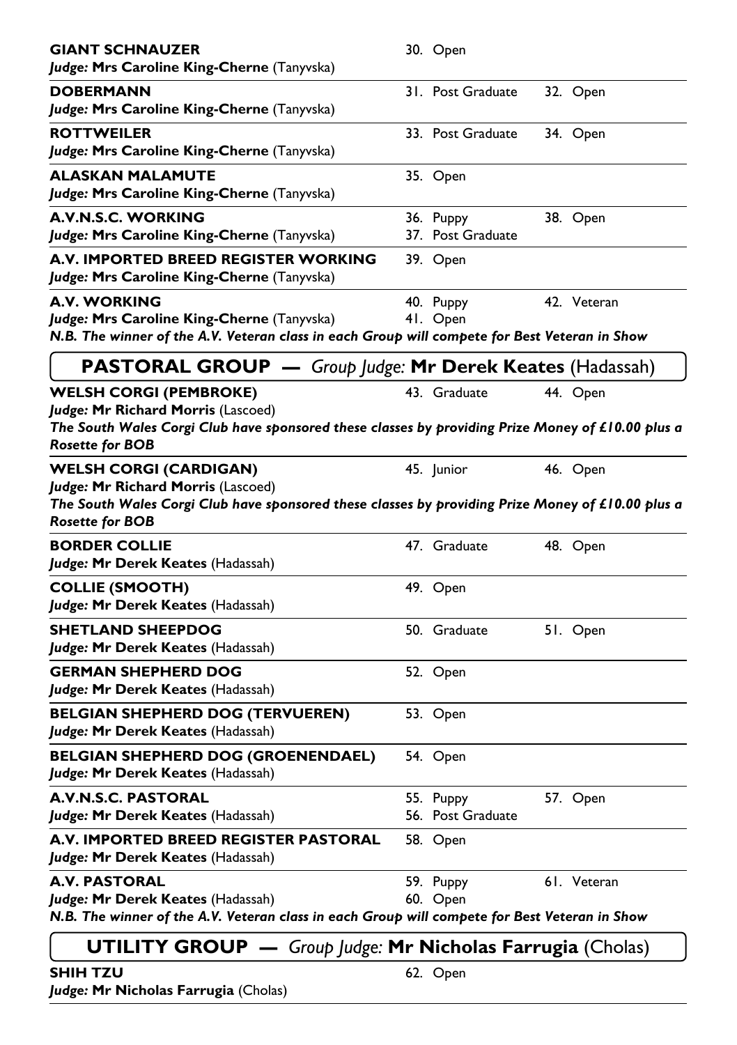**GIANT SCHNAUZER**
*Judge:* **Mrs Caroline King-Cherne** (Tanyvska)
30. Open

---

**DOBERMANN**
*Judge:* **Mrs Caroline King-Cherne** (Tanyvska)
31. Post Graduate
32. Open

---

**ROTTWEILER**
*Judge:* **Mrs Caroline King-Cherne** (Tanyvska)
33. Post Graduate
34. Open

---

**ALASKAN MALAMUTE**
*Judge:* **Mrs Caroline King-Cherne** (Tanyvska)
35. Open

---

**A.V.N.S.C. WORKING**
*Judge:* **Mrs Caroline King-Cherne** (Tanyvska)
36. Puppy
37. Post Graduate
38. Open

---

**A.V. IMPORTED BREED REGISTER WORKING**
*Judge:* **Mrs Caroline King-Cherne** (Tanyvska)
39. Open

---

**A.V. WORKING**
*Judge:* **Mrs Caroline King-Cherne** (Tanyvska)
40. Puppy
41. Open
42. Veteran

***N.B. The winner of the A.V. Veteran class in each Group will compete for Best Veteran in Show***

## PASTORAL GROUP — *Group Judge:* Mr Derek Keates (Hadassah)

**WELSH CORGI (PEMBROKE)**
*Judge:* **Mr Richard Morris** (Lascoed)
43. Graduate
44. Open

***The South Wales Corgi Club have sponsored these classes by providing Prize Money of £10.00 plus a Rosette for BOB***

---

**WELSH CORGI (CARDIGAN)**
*Judge:* **Mr Richard Morris** (Lascoed)
45. Junior
46. Open

***The South Wales Corgi Club have sponsored these classes by providing Prize Money of £10.00 plus a Rosette for BOB***

---

**BORDER COLLIE**
*Judge:* **Mr Derek Keates** (Hadassah)
47. Graduate
48. Open

---

**COLLIE (SMOOTH)**
*Judge:* **Mr Derek Keates** (Hadassah)
49. Open

---

**SHETLAND SHEEPDOG**
*Judge:* **Mr Derek Keates** (Hadassah)
50. Graduate
51. Open

---

**GERMAN SHEPHERD DOG**
*Judge:* **Mr Derek Keates** (Hadassah)
52. Open

---

**BELGIAN SHEPHERD DOG (TERVUEREN)**
*Judge:* **Mr Derek Keates** (Hadassah)
53. Open

---

**BELGIAN SHEPHERD DOG (GROENENDAEL)**
*Judge:* **Mr Derek Keates** (Hadassah)
54. Open

---

**A.V.N.S.C. PASTORAL**
*Judge:* **Mr Derek Keates** (Hadassah)
55. Puppy
56. Post Graduate
57. Open

---

**A.V. IMPORTED BREED REGISTER PASTORAL**
*Judge:* **Mr Derek Keates** (Hadassah)
58. Open

---

**A.V. PASTORAL**
*Judge:* **Mr Derek Keates** (Hadassah)
59. Puppy
60. Open
61. Veteran

***N.B. The winner of the A.V. Veteran class in each Group will compete for Best Veteran in Show***

## UTILITY GROUP — *Group Judge:* Mr Nicholas Farrugia (Cholas)

**SHIH TZU**
*Judge:* **Mr Nicholas Farrugia** (Cholas)
62. Open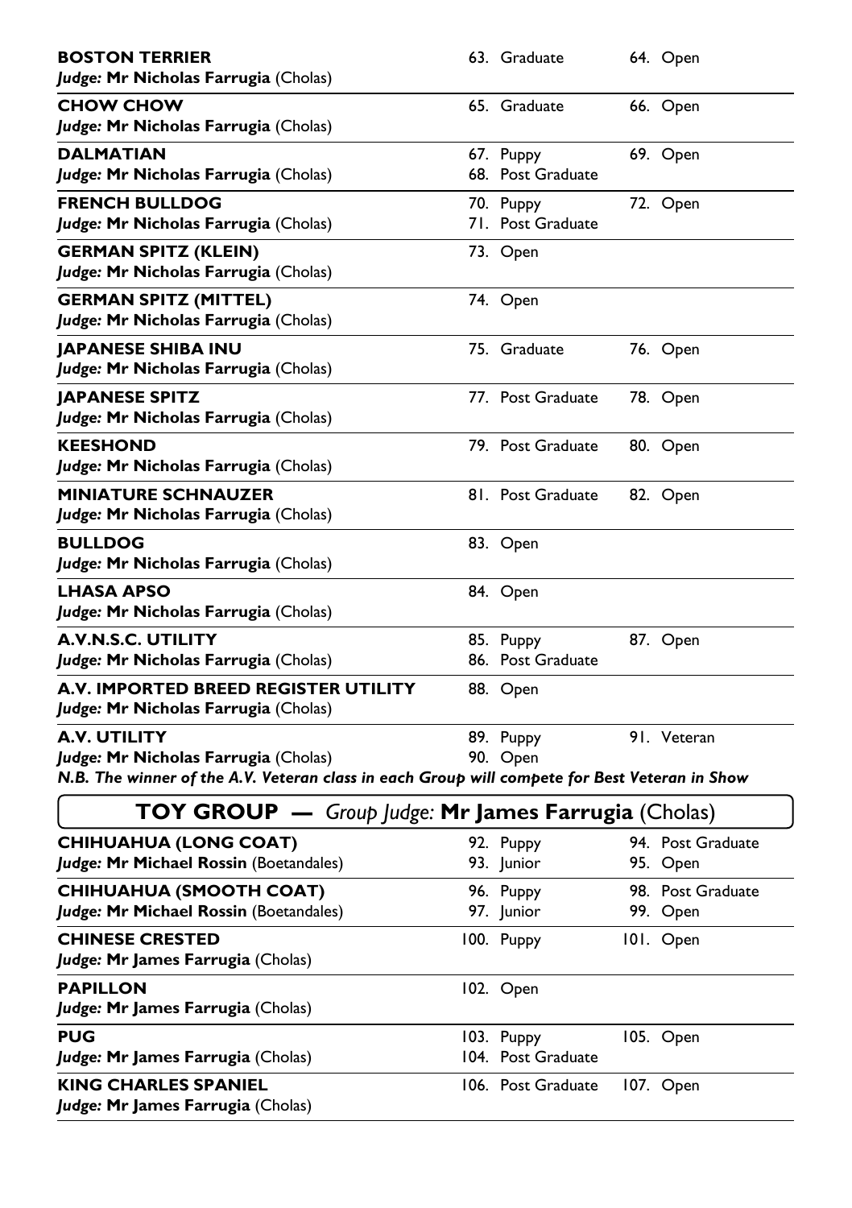**BOSTON TERRIER**
*Judge:* **Mr Nicholas Farrugia** (Cholas)

63. Graduate
64. Open

---

**CHOW CHOW**
*Judge:* **Mr Nicholas Farrugia** (Cholas)

65. Graduate
66. Open

---

**DALMATIAN**
*Judge:* **Mr Nicholas Farrugia** (Cholas)

67. Puppy
68. Post Graduate
69. Open

---

**FRENCH BULLDOG**
*Judge:* **Mr Nicholas Farrugia** (Cholas)

70. Puppy
71. Post Graduate
72. Open

---

**GERMAN SPITZ (KLEIN)**
*Judge:* **Mr Nicholas Farrugia** (Cholas)

73. Open

---

**GERMAN SPITZ (MITTEL)**
*Judge:* **Mr Nicholas Farrugia** (Cholas)

74. Open

---

**JAPANESE SHIBA INU**
*Judge:* **Mr Nicholas Farrugia** (Cholas)

75. Graduate
76. Open

---

**JAPANESE SPITZ**
*Judge:* **Mr Nicholas Farrugia** (Cholas)

77. Post Graduate
78. Open

---

**KEESHOND**
*Judge:* **Mr Nicholas Farrugia** (Cholas)

79. Post Graduate
80. Open

---

**MINIATURE SCHNAUZER**
*Judge:* **Mr Nicholas Farrugia** (Cholas)

81. Post Graduate
82. Open

---

**BULLDOG**
*Judge:* **Mr Nicholas Farrugia** (Cholas)

83. Open

---

**LHASA APSO**
*Judge:* **Mr Nicholas Farrugia** (Cholas)

84. Open

---

**A.V.N.S.C. UTILITY**
*Judge:* **Mr Nicholas Farrugia** (Cholas)

85. Puppy
86. Post Graduate
87. Open

---

**A.V. IMPORTED BREED REGISTER UTILITY**
*Judge:* **Mr Nicholas Farrugia** (Cholas)

88. Open

---

**A.V. UTILITY**
*Judge:* **Mr Nicholas Farrugia** (Cholas)

89. Puppy
90. Open
91. Veteran

*N.B. The winner of the A.V. Veteran class in each Group will compete for Best Veteran in Show*

## TOY GROUP — *Group Judge:* Mr James Farrugia (Cholas)

**CHIHUAHUA (LONG COAT)**
*Judge:* **Mr Michael Rossin** (Boetandales)

92. Puppy
93. Junior
94. Post Graduate
95. Open

---

**CHIHUAHUA (SMOOTH COAT)**
*Judge:* **Mr Michael Rossin** (Boetandales)

96. Puppy
97. Junior
98. Post Graduate
99. Open

---

**CHINESE CRESTED**
*Judge:* **Mr James Farrugia** (Cholas)

100. Puppy
101. Open

---

**PAPILLON**
*Judge:* **Mr James Farrugia** (Cholas)

102. Open

---

**PUG**
*Judge:* **Mr James Farrugia** (Cholas)

103. Puppy
104. Post Graduate
105. Open

---

**KING CHARLES SPANIEL**
*Judge:* **Mr James Farrugia** (Cholas)

106. Post Graduate
107. Open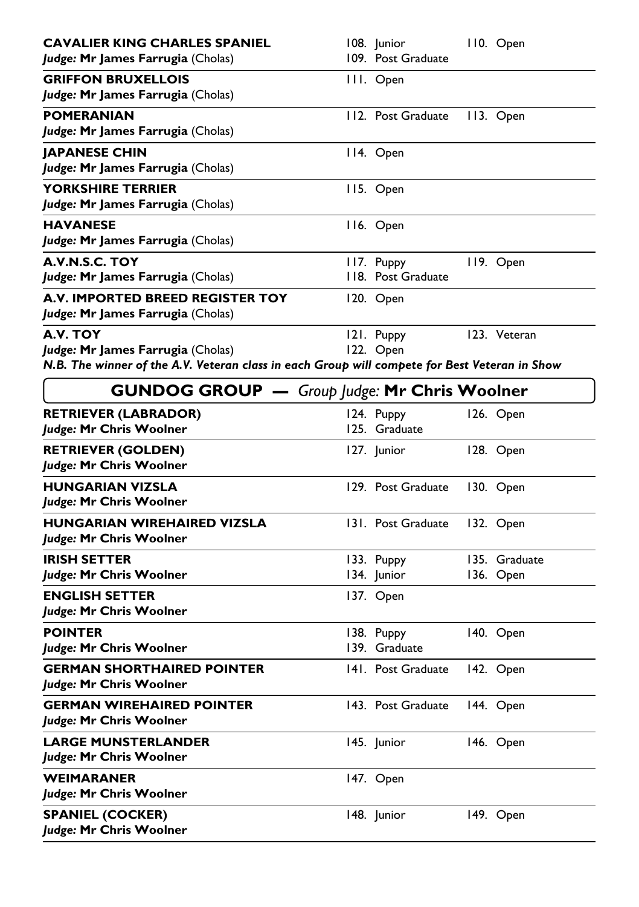**CAVALIER KING CHARLES SPANIEL**
*Judge:* **Mr James Farrugia** (Cholas)

108. Junior
109. Post Graduate
110. Open

---

**GRIFFON BRUXELLOIS**
*Judge:* **Mr James Farrugia** (Cholas)

111. Open

---

**POMERANIAN**
*Judge:* **Mr James Farrugia** (Cholas)

112. Post Graduate
113. Open

---

**JAPANESE CHIN**
*Judge:* **Mr James Farrugia** (Cholas)

114. Open

---

**YORKSHIRE TERRIER**
*Judge:* **Mr James Farrugia** (Cholas)

115. Open

---

**HAVANESE**
*Judge:* **Mr James Farrugia** (Cholas)

116. Open

---

**A.V.N.S.C. TOY**
*Judge:* **Mr James Farrugia** (Cholas)

117. Puppy
118. Post Graduate
119. Open

---

**A.V. IMPORTED BREED REGISTER TOY**
*Judge:* **Mr James Farrugia** (Cholas)

120. Open

---

**A.V. TOY**
*Judge:* **Mr James Farrugia** (Cholas)

121. Puppy
122. Open
123. Veteran

*N.B. The winner of the A.V. Veteran class in each Group will compete for Best Veteran in Show*

## GUNDOG GROUP — *Group Judge:* Mr Chris Woolner

**RETRIEVER (LABRADOR)**
*Judge:* **Mr Chris Woolner**

124. Puppy
125. Graduate
126. Open

---

**RETRIEVER (GOLDEN)**
*Judge:* **Mr Chris Woolner**

127. Junior
128. Open

---

**HUNGARIAN VIZSLA**
*Judge:* **Mr Chris Woolner**

129. Post Graduate
130. Open

---

**HUNGARIAN WIREHAIRED VIZSLA**
*Judge:* **Mr Chris Woolner**

131. Post Graduate
132. Open

---

**IRISH SETTER**
*Judge:* **Mr Chris Woolner**

133. Puppy
134. Junior
135. Graduate
136. Open

---

**ENGLISH SETTER**
*Judge:* **Mr Chris Woolner**

137. Open

---

**POINTER**
*Judge:* **Mr Chris Woolner**

138. Puppy
139. Graduate
140. Open

---

**GERMAN SHORTHAIRED POINTER**
*Judge:* **Mr Chris Woolner**

141. Post Graduate
142. Open

---

**GERMAN WIREHAIRED POINTER**
*Judge:* **Mr Chris Woolner**

143. Post Graduate
144. Open

---

**LARGE MUNSTERLANDER**
*Judge:* **Mr Chris Woolner**

145. Junior
146. Open

---

**WEIMARANER**
*Judge:* **Mr Chris Woolner**

147. Open

---

**SPANIEL (COCKER)**
*Judge:* **Mr Chris Woolner**

148. Junior
149. Open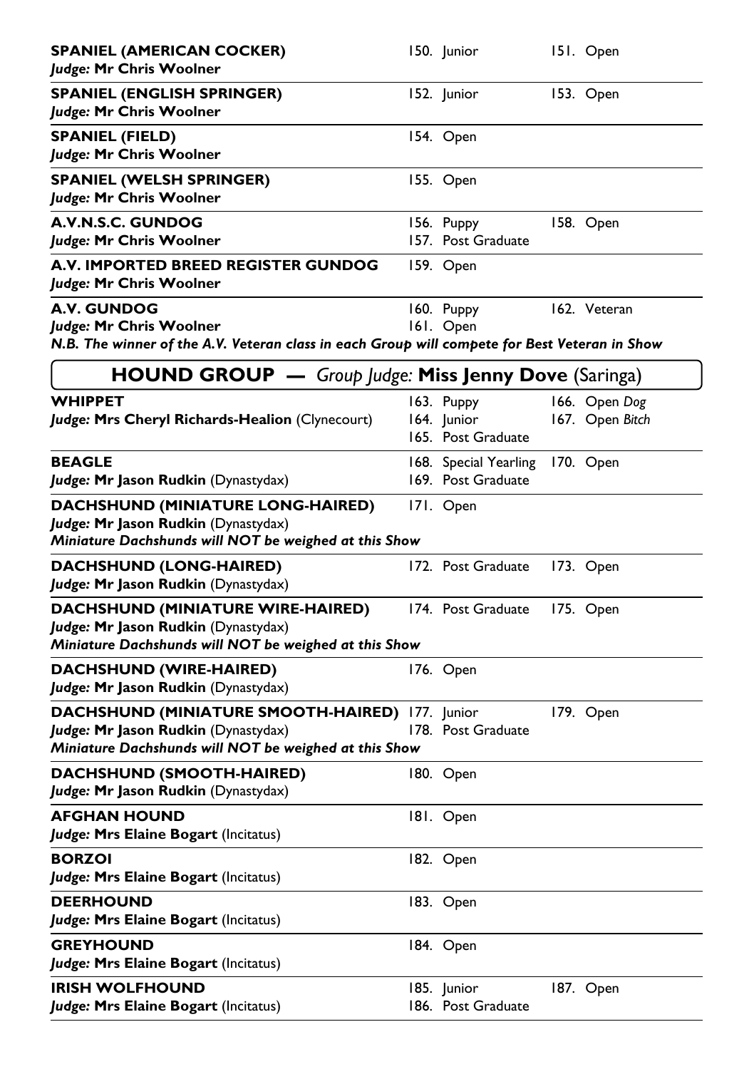**SPANIEL (AMERICAN COCKER)**
***Judge:* Mr Chris Woolner**
150. Junior
151. Open

**SPANIEL (ENGLISH SPRINGER)**
***Judge:* Mr Chris Woolner**
152. Junior
153. Open

**SPANIEL (FIELD)**
***Judge:* Mr Chris Woolner**
154. Open

**SPANIEL (WELSH SPRINGER)**
***Judge:* Mr Chris Woolner**
155. Open

**A.V.N.S.C. GUNDOG**
***Judge:* Mr Chris Woolner**
156. Puppy
157. Post Graduate
158. Open

**A.V. IMPORTED BREED REGISTER GUNDOG**
***Judge:* Mr Chris Woolner**
159. Open

**A.V. GUNDOG**
***Judge:* Mr Chris Woolner**
160. Puppy
161. Open
162. Veteran

***N.B. The winner of the A.V. Veteran class in each Group will compete for Best Veteran in Show***

## HOUND GROUP — *Group Judge:* Miss Jenny Dove (Saringa)

**WHIPPET**
***Judge:* Mrs Cheryl Richards-Healion** (Clynecourt)
163. Puppy
164. Junior
165. Post Graduate
166. Open *Dog*
167. Open *Bitch*

**BEAGLE**
***Judge:* Mr Jason Rudkin** (Dynastydax)
168. Special Yearling
169. Post Graduate
170. Open

**DACHSHUND (MINIATURE LONG-HAIRED)**
***Judge:* Mr Jason Rudkin** (Dynastydax)
***Miniature Dachshunds will NOT be weighed at this Show***
171. Open

**DACHSHUND (LONG-HAIRED)**
***Judge:* Mr Jason Rudkin** (Dynastydax)
172. Post Graduate
173. Open

**DACHSHUND (MINIATURE WIRE-HAIRED)**
***Judge:* Mr Jason Rudkin** (Dynastydax)
***Miniature Dachshunds will NOT be weighed at this Show***
174. Post Graduate
175. Open

**DACHSHUND (WIRE-HAIRED)**
***Judge:* Mr Jason Rudkin** (Dynastydax)
176. Open

**DACHSHUND (MINIATURE SMOOTH-HAIRED)**
***Judge:* Mr Jason Rudkin** (Dynastydax)
***Miniature Dachshunds will NOT be weighed at this Show***
177. Junior
178. Post Graduate
179. Open

**DACHSHUND (SMOOTH-HAIRED)**
***Judge:* Mr Jason Rudkin** (Dynastydax)
180. Open

**AFGHAN HOUND**
***Judge:* Mrs Elaine Bogart** (Incitatus)
181. Open

**BORZOI**
***Judge:* Mrs Elaine Bogart** (Incitatus)
182. Open

**DEERHOUND**
***Judge:* Mrs Elaine Bogart** (Incitatus)
183. Open

**GREYHOUND**
***Judge:* Mrs Elaine Bogart** (Incitatus)
184. Open

**IRISH WOLFHOUND**
***Judge:* Mrs Elaine Bogart** (Incitatus)
185. Junior
186. Post Graduate
187. Open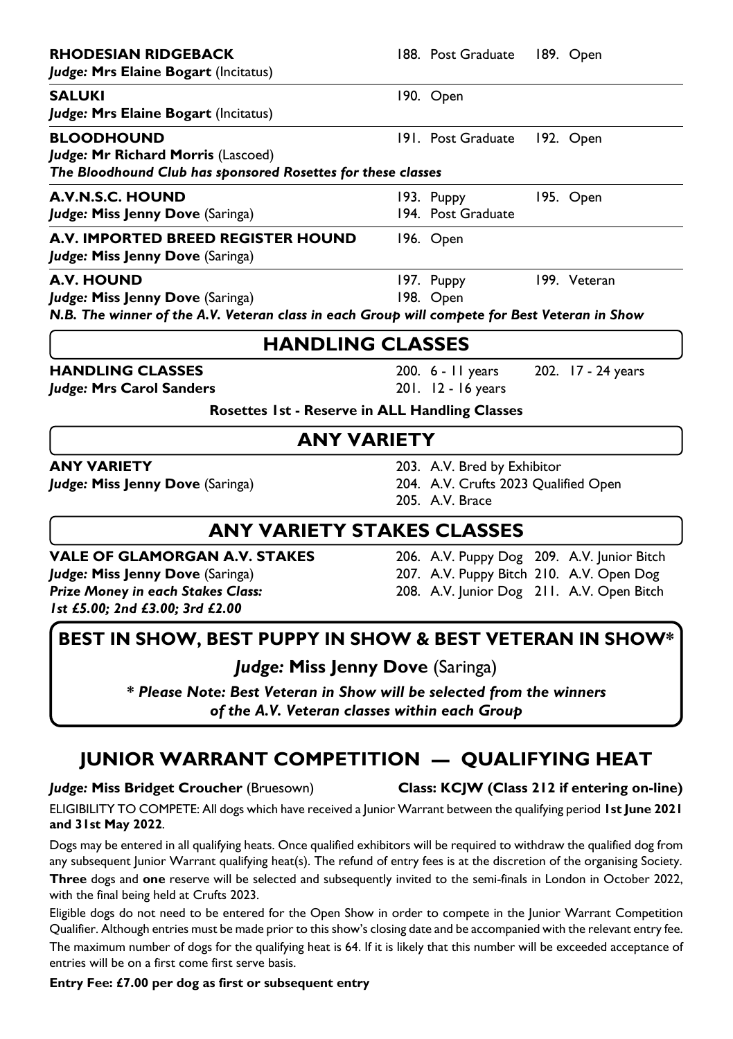**RHODESIAN RIDGEBACK**
***Judge:*** **Mrs Elaine Bogart** (Incitatus)

188. Post Graduate
189. Open

---

**SALUKI**
***Judge:*** **Mrs Elaine Bogart** (Incitatus)

190. Open

---

**BLOODHOUND**
***Judge:*** **Mr Richard Morris** (Lascoed)
***The Bloodhound Club has sponsored Rosettes for these classes***

191. Post Graduate
192. Open

---

**A.V.N.S.C. HOUND**
***Judge:*** **Miss Jenny Dove** (Saringa)

193. Puppy
194. Post Graduate
195. Open

---

**A.V. IMPORTED BREED REGISTER HOUND**
***Judge:*** **Miss Jenny Dove** (Saringa)

196. Open

---

**A.V. HOUND**
***Judge:*** **Miss Jenny Dove** (Saringa)

197. Puppy
198. Open
199. Veteran

***N.B. The winner of the A.V. Veteran class in each Group will compete for Best Veteran in Show***

## HANDLING CLASSES

**HANDLING CLASSES**
***Judge:*** **Mrs Carol Sanders**

200. 6 - 11 years
201. 12 - 16 years
202. 17 - 24 years

**Rosettes 1st - Reserve in ALL Handling Classes**

## ANY VARIETY

**ANY VARIETY**
***Judge:*** **Miss Jenny Dove** (Saringa)

203. A.V. Bred by Exhibitor
204. A.V. Crufts 2023 Qualified Open
205. A.V. Brace

## ANY VARIETY STAKES CLASSES

**VALE OF GLAMORGAN A.V. STAKES**
***Judge:*** **Miss Jenny Dove** (Saringa)
***Prize Money in each Stakes Class:***
***1st £5.00; 2nd £3.00; 3rd £2.00***

206. A.V. Puppy Dog
207. A.V. Puppy Bitch
208. A.V. Junior Dog
209. A.V. Junior Bitch
210. A.V. Open Dog
211. A.V. Open Bitch

## BEST IN SHOW, BEST PUPPY IN SHOW & BEST VETERAN IN SHOW*

***Judge:*** **Miss Jenny Dove** (Saringa)

***\* Please Note: Best Veteran in Show will be selected from the winners of the A.V. Veteran classes within each Group***

## JUNIOR WARRANT COMPETITION — QUALIFYING HEAT

***Judge:*** **Miss Bridget Croucher** (Bruesown) **Class: KCJW (Class 212 if entering on-line)**

ELIGIBILITY TO COMPETE: All dogs which have received a Junior Warrant between the qualifying period **1st June 2021 and 31st May 2022**.

Dogs may be entered in all qualifying heats. Once qualified exhibitors will be required to withdraw the qualified dog from any subsequent Junior Warrant qualifying heat(s). The refund of entry fees is at the discretion of the organising Society.

**Three** dogs and **one** reserve will be selected and subsequently invited to the semi-finals in London in October 2022, with the final being held at Crufts 2023.

Eligible dogs do not need to be entered for the Open Show in order to compete in the Junior Warrant Competition Qualifier. Although entries must be made prior to this show's closing date and be accompanied with the relevant entry fee.

The maximum number of dogs for the qualifying heat is 64. If it is likely that this number will be exceeded acceptance of entries will be on a first come first serve basis.

**Entry Fee: £7.00 per dog as first or subsequent entry**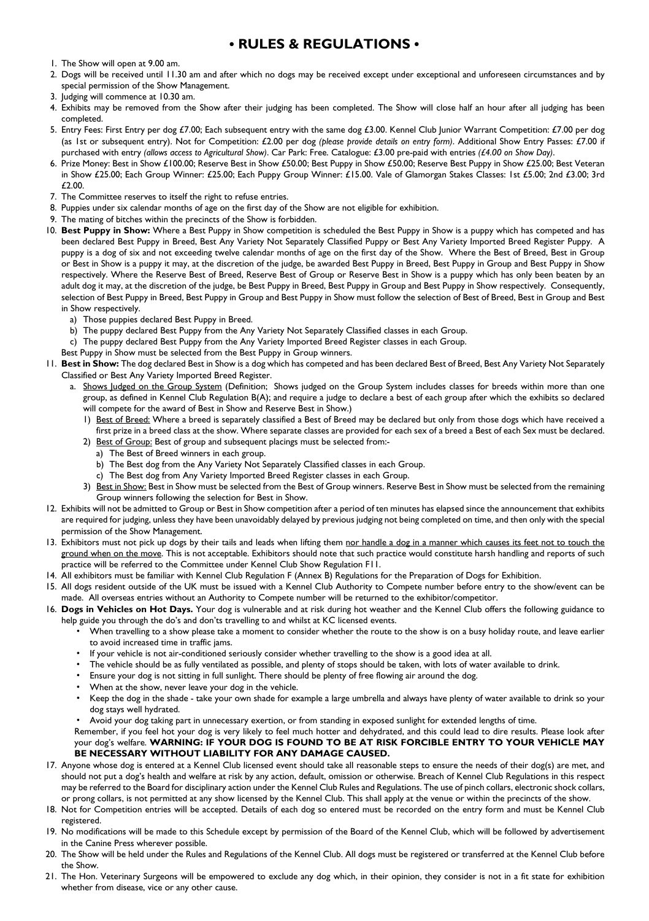# • RULES & REGULATIONS •

1. The Show will open at 9.00 am.
2. Dogs will be received until 11.30 am and after which no dogs may be received except under exceptional and unforeseen circumstances and by special permission of the Show Management.
3. Judging will commence at 10.30 am.
4. Exhibits may be removed from the Show after their judging has been completed. The Show will close half an hour after all judging has been completed.
5. Entry Fees: First Entry per dog £7.00; Each subsequent entry with the same dog £3.00. Kennel Club Junior Warrant Competition: £7.00 per dog (as 1st or subsequent entry). Not for Competition: £2.00 per dog *(please provide details on entry form)*. Additional Show Entry Passes: £7.00 if purchased with entry *(allows access to Agricultural Show)*. Car Park: Free. Catalogue: £3.00 pre-paid with entries *(£4.00 on Show Day)*.
6. Prize Money: Best in Show £100.00; Reserve Best in Show £50.00; Best Puppy in Show £50.00; Reserve Best Puppy in Show £25.00; Best Veteran in Show £25.00; Each Group Winner: £25.00; Each Puppy Group Winner: £15.00. Vale of Glamorgan Stakes Classes: 1st £5.00; 2nd £3.00; 3rd £2.00.
7. The Committee reserves to itself the right to refuse entries.
8. Puppies under six calendar months of age on the first day of the Show are not eligible for exhibition.
9. The mating of bitches within the precincts of the Show is forbidden.
10. **Best Puppy in Show:** Where a Best Puppy in Show competition is scheduled the Best Puppy in Show is a puppy which has competed and has been declared Best Puppy in Breed, Best Any Variety Not Separately Classified Puppy or Best Any Variety Imported Breed Register Puppy. A puppy is a dog of six and not exceeding twelve calendar months of age on the first day of the Show. Where the Best of Breed, Best in Group or Best in Show is a puppy it may, at the discretion of the judge, be awarded Best Puppy in Breed, Best Puppy in Group and Best Puppy in Show respectively. Where the Reserve Best of Breed, Reserve Best of Group or Reserve Best in Show is a puppy which has only been beaten by an adult dog it may, at the discretion of the judge, be Best Puppy in Breed, Best Puppy in Group and Best Puppy in Show respectively. Consequently, selection of Best Puppy in Breed, Best Puppy in Group and Best Puppy in Show must follow the selection of Best of Breed, Best in Group and Best in Show respectively.
    a) Those puppies declared Best Puppy in Breed.
    b) The puppy declared Best Puppy from the Any Variety Not Separately Classified classes in each Group.
    c) The puppy declared Best Puppy from the Any Variety Imported Breed Register classes in each Group.

    Best Puppy in Show must be selected from the Best Puppy in Group winners.
11. **Best in Show:** The dog declared Best in Show is a dog which has competed and has been declared Best of Breed, Best Any Variety Not Separately Classified or Best Any Variety Imported Breed Register.
    a. Shows Judged on the Group System (Definition; Shows judged on the Group System includes classes for breeds within more than one group, as defined in Kennel Club Regulation B(A); and require a judge to declare a best of each group after which the exhibits so declared will compete for the award of Best in Show and Reserve Best in Show.)
        1) Best of Breed: Where a breed is separately classified a Best of Breed may be declared but only from those dogs which have received a first prize in a breed class at the show. Where separate classes are provided for each sex of a breed a Best of each Sex must be declared.
        2) Best of Group: Best of group and subsequent placings must be selected from:-
            a) The Best of Breed winners in each group.
            b) The Best dog from the Any Variety Not Separately Classified classes in each Group.
            c) The Best dog from Any Variety Imported Breed Register classes in each Group.
        3) Best in Show: Best in Show must be selected from the Best of Group winners. Reserve Best in Show must be selected from the remaining Group winners following the selection for Best in Show.
12. Exhibits will not be admitted to Group or Best in Show competition after a period of ten minutes has elapsed since the announcement that exhibits are required for judging, unless they have been unavoidably delayed by previous judging not being completed on time, and then only with the special permission of the Show Management.
13. Exhibitors must not pick up dogs by their tails and leads when lifting them nor handle a dog in a manner which causes its feet not to touch the ground when on the move. This is not acceptable. Exhibitors should note that such practice would constitute harsh handling and reports of such practice will be referred to the Committee under Kennel Club Show Regulation F11.
14. All exhibitors must be familiar with Kennel Club Regulation F (Annex B) Regulations for the Preparation of Dogs for Exhibition.
15. All dogs resident outside of the UK must be issued with a Kennel Club Authority to Compete number before entry to the show/event can be made. All overseas entries without an Authority to Compete number will be returned to the exhibitor/competitor.
16. **Dogs in Vehicles on Hot Days.** Your dog is vulnerable and at risk during hot weather and the Kennel Club offers the following guidance to help guide you through the do's and don'ts travelling to and whilst at KC licensed events.
    - When travelling to a show please take a moment to consider whether the route to the show is on a busy holiday route, and leave earlier to avoid increased time in traffic jams.
    - If your vehicle is not air-conditioned seriously consider whether travelling to the show is a good idea at all.
    - The vehicle should be as fully ventilated as possible, and plenty of stops should be taken, with lots of water available to drink.
    - Ensure your dog is not sitting in full sunlight. There should be plenty of free flowing air around the dog.
    - When at the show, never leave your dog in the vehicle.
    - Keep the dog in the shade - take your own shade for example a large umbrella and always have plenty of water available to drink so your dog stays well hydrated.
    - Avoid your dog taking part in unnecessary exertion, or from standing in exposed sunlight for extended lengths of time.

    Remember, if you feel hot your dog is very likely to feel much hotter and dehydrated, and this could lead to dire results. Please look after your dog's welfare. **WARNING: IF YOUR DOG IS FOUND TO BE AT RISK FORCIBLE ENTRY TO YOUR VEHICLE MAY BE NECESSARY WITHOUT LIABILITY FOR ANY DAMAGE CAUSED.**
17. Anyone whose dog is entered at a Kennel Club licensed event should take all reasonable steps to ensure the needs of their dog(s) are met, and should not put a dog's health and welfare at risk by any action, default, omission or otherwise. Breach of Kennel Club Regulations in this respect may be referred to the Board for disciplinary action under the Kennel Club Rules and Regulations. The use of pinch collars, electronic shock collars, or prong collars, is not permitted at any show licensed by the Kennel Club. This shall apply at the venue or within the precincts of the show.
18. Not for Competition entries will be accepted. Details of each dog so entered must be recorded on the entry form and must be Kennel Club registered.
19. No modifications will be made to this Schedule except by permission of the Board of the Kennel Club, which will be followed by advertisement in the Canine Press wherever possible.
20. The Show will be held under the Rules and Regulations of the Kennel Club. All dogs must be registered or transferred at the Kennel Club before the Show.
21. The Hon. Veterinary Surgeons will be empowered to exclude any dog which, in their opinion, they consider is not in a fit state for exhibition whether from disease, vice or any other cause.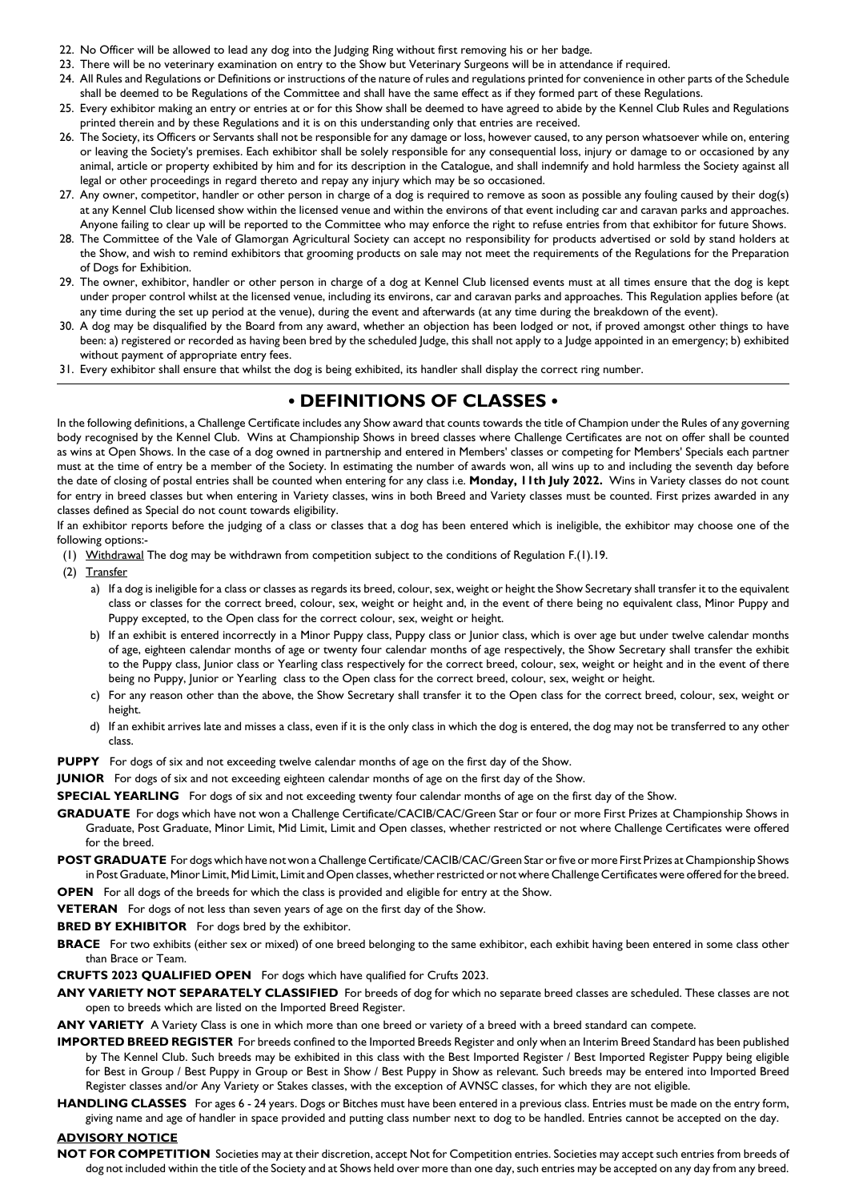22. No Officer will be allowed to lead any dog into the Judging Ring without first removing his or her badge.
23. There will be no veterinary examination on entry to the Show but Veterinary Surgeons will be in attendance if required.
24. All Rules and Regulations or Definitions or instructions of the nature of rules and regulations printed for convenience in other parts of the Schedule shall be deemed to be Regulations of the Committee and shall have the same effect as if they formed part of these Regulations.
25. Every exhibitor making an entry or entries at or for this Show shall be deemed to have agreed to abide by the Kennel Club Rules and Regulations printed therein and by these Regulations and it is on this understanding only that entries are received.
26. The Society, its Officers or Servants shall not be responsible for any damage or loss, however caused, to any person whatsoever while on, entering or leaving the Society's premises. Each exhibitor shall be solely responsible for any consequential loss, injury or damage to or occasioned by any animal, article or property exhibited by him and for its description in the Catalogue, and shall indemnify and hold harmless the Society against all legal or other proceedings in regard thereto and repay any injury which may be so occasioned.
27. Any owner, competitor, handler or other person in charge of a dog is required to remove as soon as possible any fouling caused by their dog(s) at any Kennel Club licensed show within the licensed venue and within the environs of that event including car and caravan parks and approaches. Anyone failing to clear up will be reported to the Committee who may enforce the right to refuse entries from that exhibitor for future Shows.
28. The Committee of the Vale of Glamorgan Agricultural Society can accept no responsibility for products advertised or sold by stand holders at the Show, and wish to remind exhibitors that grooming products on sale may not meet the requirements of the Regulations for the Preparation of Dogs for Exhibition.
29. The owner, exhibitor, handler or other person in charge of a dog at Kennel Club licensed events must at all times ensure that the dog is kept under proper control whilst at the licensed venue, including its environs, car and caravan parks and approaches. This Regulation applies before (at any time during the set up period at the venue), during the event and afterwards (at any time during the breakdown of the event).
30. A dog may be disqualified by the Board from any award, whether an objection has been lodged or not, if proved amongst other things to have been: a) registered or recorded as having been bred by the scheduled Judge, this shall not apply to a Judge appointed in an emergency; b) exhibited without payment of appropriate entry fees.
31. Every exhibitor shall ensure that whilst the dog is being exhibited, its handler shall display the correct ring number.

## • DEFINITIONS OF CLASSES •

In the following definitions, a Challenge Certificate includes any Show award that counts towards the title of Champion under the Rules of any governing body recognised by the Kennel Club. Wins at Championship Shows in breed classes where Challenge Certificates are not on offer shall be counted as wins at Open Shows. In the case of a dog owned in partnership and entered in Members' classes or competing for Members' Specials each partner must at the time of entry be a member of the Society. In estimating the number of awards won, all wins up to and including the seventh day before the date of closing of postal entries shall be counted when entering for any class i.e. **Monday, 11th July 2022.** Wins in Variety classes do not count for entry in breed classes but when entering in Variety classes, wins in both Breed and Variety classes must be counted. First prizes awarded in any classes defined as Special do not count towards eligibility.

If an exhibitor reports before the judging of a class or classes that a dog has been entered which is ineligible, the exhibitor may choose one of the following options:-

(1) <u>Withdrawal</u> The dog may be withdrawn from competition subject to the conditions of Regulation F.(1).19.

(2) <u>Transfer</u>

a) If a dog is ineligible for a class or classes as regards its breed, colour, sex, weight or height the Show Secretary shall transfer it to the equivalent class or classes for the correct breed, colour, sex, weight or height and, in the event of there being no equivalent class, Minor Puppy and Puppy excepted, to the Open class for the correct colour, sex, weight or height.

b) If an exhibit is entered incorrectly in a Minor Puppy class, Puppy class or Junior class, which is over age but under twelve calendar months of age, eighteen calendar months of age or twenty four calendar months of age respectively, the Show Secretary shall transfer the exhibit to the Puppy class, Junior class or Yearling class respectively for the correct breed, colour, sex, weight or height and in the event of there being no Puppy, Junior or Yearling class to the Open class for the correct breed, colour, sex, weight or height.

c) For any reason other than the above, the Show Secretary shall transfer it to the Open class for the correct breed, colour, sex, weight or height.

d) If an exhibit arrives late and misses a class, even if it is the only class in which the dog is entered, the dog may not be transferred to any other class.

**PUPPY** For dogs of six and not exceeding twelve calendar months of age on the first day of the Show.

**JUNIOR** For dogs of six and not exceeding eighteen calendar months of age on the first day of the Show.

**SPECIAL YEARLING** For dogs of six and not exceeding twenty four calendar months of age on the first day of the Show.

**GRADUATE** For dogs which have not won a Challenge Certificate/CACIB/CAC/Green Star or four or more First Prizes at Championship Shows in Graduate, Post Graduate, Minor Limit, Mid Limit, Limit and Open classes, whether restricted or not where Challenge Certificates were offered for the breed.

**POST GRADUATE** For dogs which have not won a Challenge Certificate/CACIB/CAC/Green Star or five or more First Prizes at Championship Shows in Post Graduate, Minor Limit, Mid Limit, Limit and Open classes, whether restricted or not where Challenge Certificates were offered for the breed.

**OPEN** For all dogs of the breeds for which the class is provided and eligible for entry at the Show.

**VETERAN** For dogs of not less than seven years of age on the first day of the Show.

**BRED BY EXHIBITOR** For dogs bred by the exhibitor.

**BRACE** For two exhibits (either sex or mixed) of one breed belonging to the same exhibitor, each exhibit having been entered in some class other than Brace or Team.

**CRUFTS 2023 QUALIFIED OPEN** For dogs which have qualified for Crufts 2023.

**ANY VARIETY NOT SEPARATELY CLASSIFIED** For breeds of dog for which no separate breed classes are scheduled. These classes are not open to breeds which are listed on the Imported Breed Register.

**ANY VARIETY** A Variety Class is one in which more than one breed or variety of a breed with a breed standard can compete.

**IMPORTED BREED REGISTER** For breeds confined to the Imported Breeds Register and only when an Interim Breed Standard has been published by The Kennel Club. Such breeds may be exhibited in this class with the Best Imported Register / Best Imported Register Puppy being eligible for Best in Group / Best Puppy in Group or Best in Show / Best Puppy in Show as relevant. Such breeds may be entered into Imported Breed Register classes and/or Any Variety or Stakes classes, with the exception of AVNSC classes, for which they are not eligible.

**HANDLING CLASSES** For ages 6 - 24 years. Dogs or Bitches must have been entered in a previous class. Entries must be made on the entry form, giving name and age of handler in space provided and putting class number next to dog to be handled. Entries cannot be accepted on the day.

### ADVISORY NOTICE

**NOT FOR COMPETITION** Societies may at their discretion, accept Not for Competition entries. Societies may accept such entries from breeds of dog not included within the title of the Society and at Shows held over more than one day, such entries may be accepted on any day from any breed.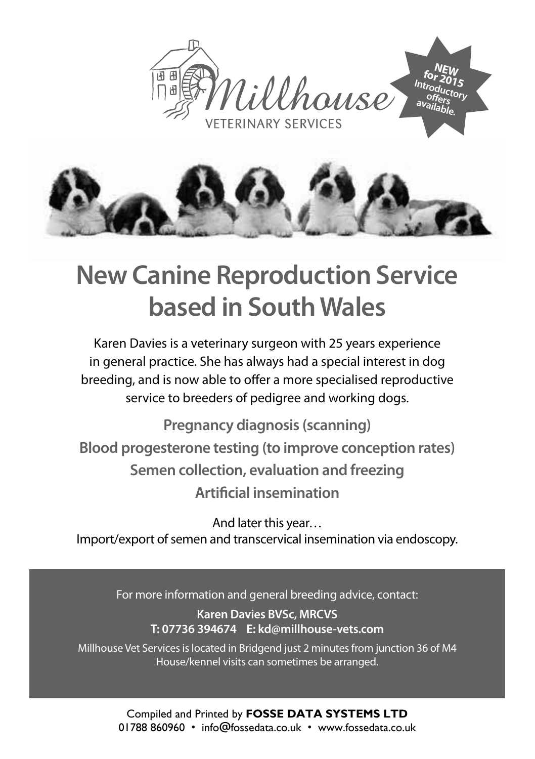Millhouse

VETERINARY SERVICES

NEW for 2015 Introductory offers available.

# New Canine Reproduction Service based in South Wales

Karen Davies is a veterinary surgeon with 25 years experience in general practice. She has always had a special interest in dog breeding, and is now able to offer a more specialised reproductive service to breeders of pedigree and working dogs.

**Pregnancy diagnosis (scanning)**

**Blood progesterone testing (to improve conception rates)**

**Semen collection, evaluation and freezing**

**Artificial insemination**

And later this year…
Import/export of semen and transcervical insemination via endoscopy.

For more information and general breeding advice, contact:

**Karen Davies BVSc, MRCVS**
**T: 07736 394674 E: kd@millhouse-vets.com**

Millhouse Vet Services is located in Bridgend just 2 minutes from junction 36 of M4
House/kennel visits can sometimes be arranged.

Compiled and Printed by **FOSSE DATA SYSTEMS LTD**
01788 860960 • info@fossedata.co.uk • www.fossedata.co.uk